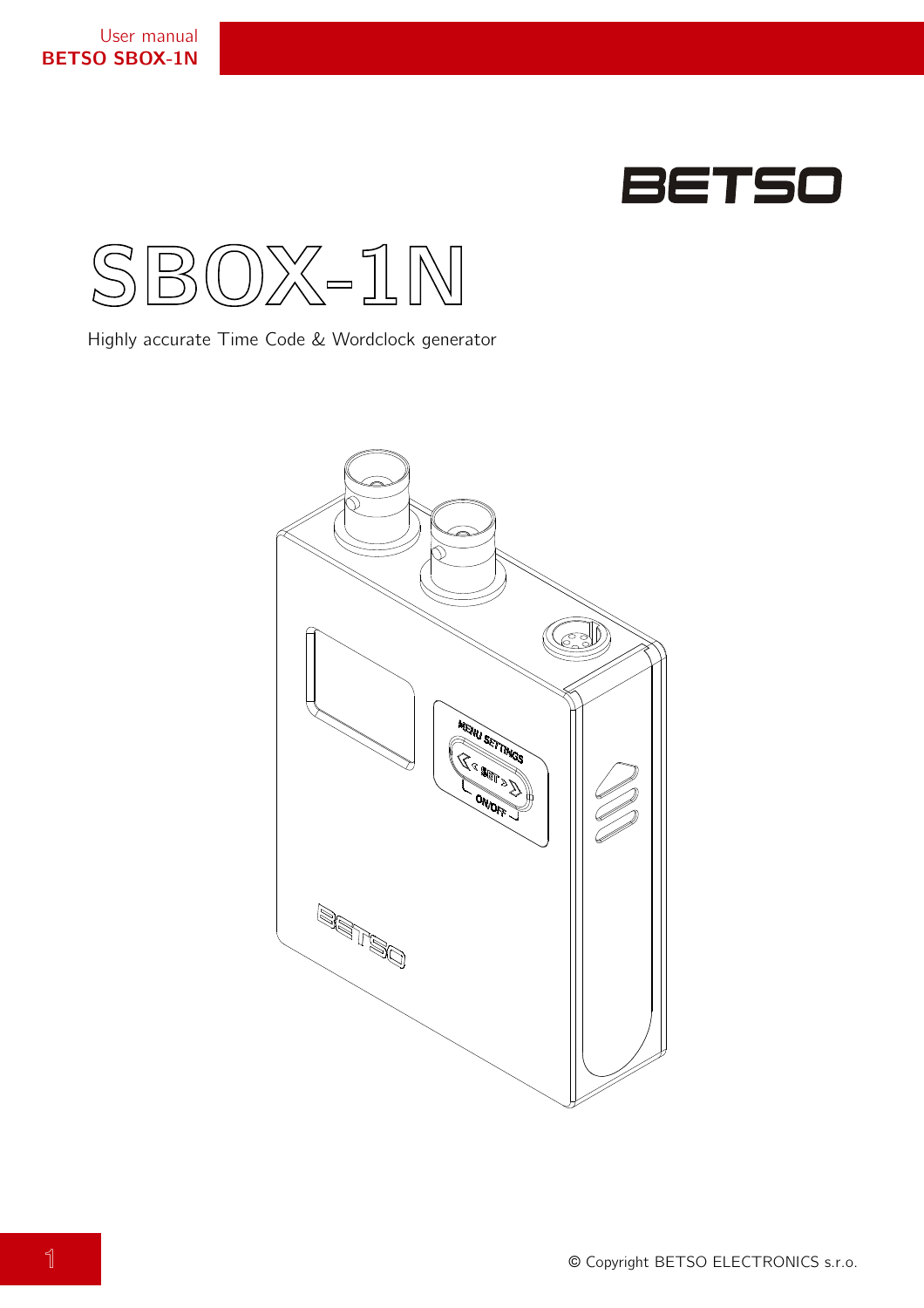BETSO

# SBOX-1N

Highly accurate Time Code & Wordclock generator

© Copyright BETSO ELECTRONICS s.r.o.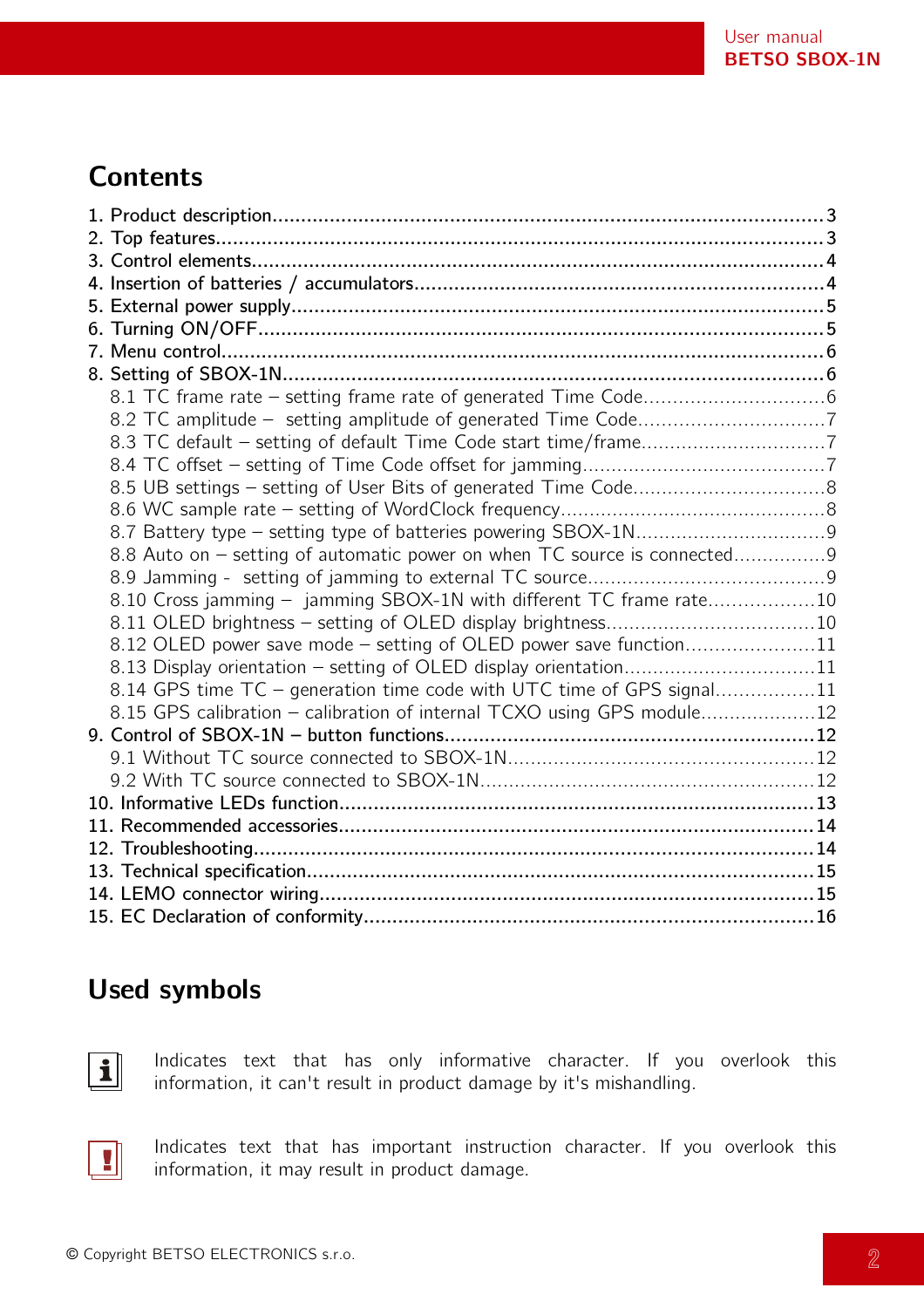## Contents

1. Product description................................................................................................3
2. Top features..........................................................................................................3
3. Control elements...................................................................................................4
4. Insertion of batteries / accumulators.......................................................................4
5. External power supply.............................................................................................5
6. Turning ON/OFF.....................................................................................................5
7. Menu control..........................................................................................................6
8. Setting of SBOX-1N..................................................................................................6
   - 8.1 TC frame rate – setting frame rate of generated Time Code..................................6
   - 8.2 TC amplitude – setting amplitude of generated Time Code...................................7
   - 8.3 TC default – setting of default Time Code start time/frame...................................7
   - 8.4 TC offset – setting of Time Code offset for jamming............................................7
   - 8.5 UB settings – setting of User Bits of generated Time Code...................................8
   - 8.6 WC sample rate – setting of WordClock frequency...............................................8
   - 8.7 Battery type – setting type of batteries powering SBOX-1N...................................9
   - 8.8 Auto on – setting of automatic power on when TC source is connected..................9
   - 8.9 Jamming - setting of jamming to external TC source............................................9
   - 8.10 Cross jamming – jamming SBOX-1N with different TC frame rate.......................10
   - 8.11 OLED brightness – setting of OLED display brightness.......................................10
   - 8.12 OLED power save mode – setting of OLED power save function.........................11
   - 8.13 Display orientation – setting of OLED display orientation...................................11
   - 8.14 GPS time TC – generation time code with UTC time of GPS signal.......................11
   - 8.15 GPS calibration – calibration of internal TCXO using GPS module.........................12
9. Control of SBOX-1N – button functions...................................................................12
   - 9.1 Without TC source connected to SBOX-1N.........................................................12
   - 9.2 With TC source connected to SBOX-1N..............................................................12
10. Informative LEDs function.....................................................................................13
11. Recommended accessories.....................................................................................14
12. Troubleshooting....................................................................................................14
13. Technical specification...........................................................................................15
14. LEMO connector wiring..........................................................................................15
15. EC Declaration of conformity..................................................................................16

## Used symbols

Indicates text that has only informative character. If you overlook this information, it can't result in product damage by it's mishandling.

Indicates text that has important instruction character. If you overlook this information, it may result in product damage.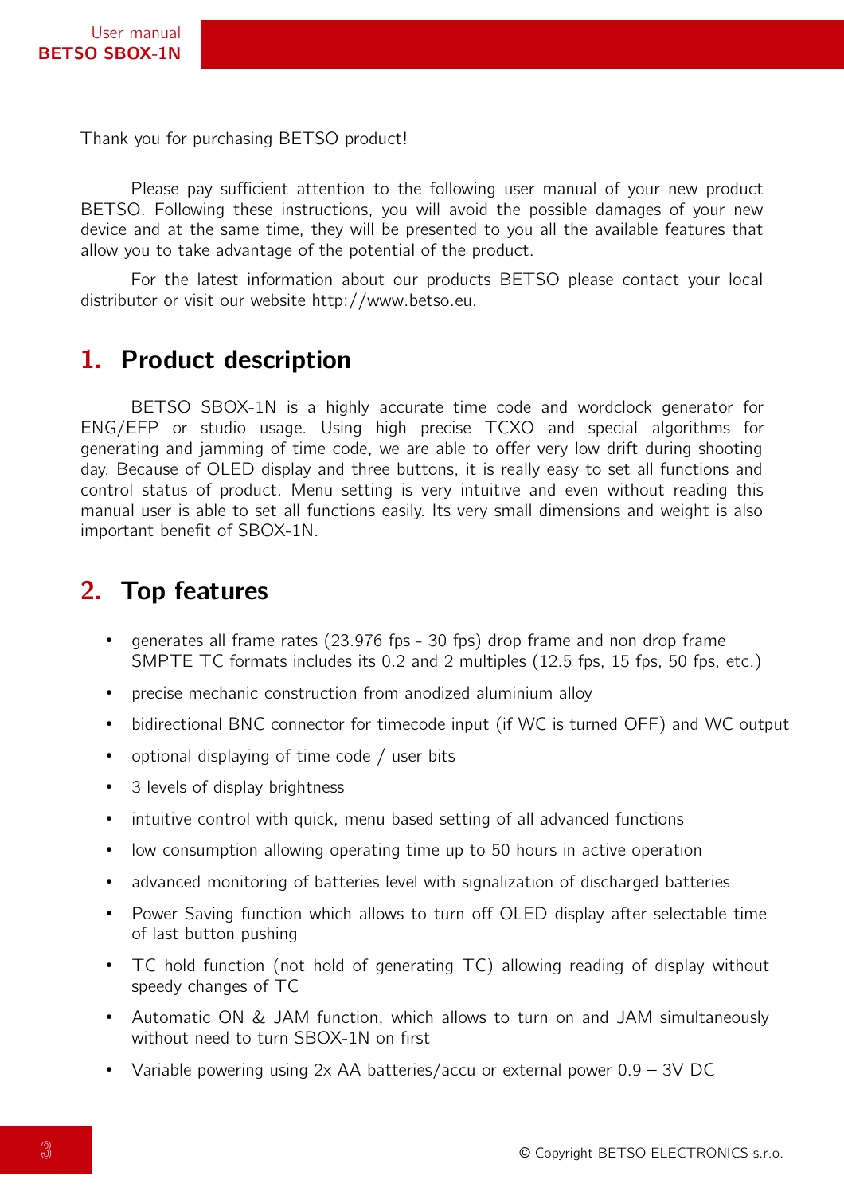Thank you for purchasing BETSO product!

Please pay sufficient attention to the following user manual of your new product BETSO. Following these instructions, you will avoid the possible damages of your new device and at the same time, they will be presented to you all the available features that allow you to take advantage of the potential of the product.

For the latest information about our products BETSO please contact your local distributor or visit our website http://www.betso.eu.

## 1. Product description

BETSO SBOX-1N is a highly accurate time code and wordclock generator for ENG/EFP or studio usage. Using high precise TCXO and special algorithms for generating and jamming of time code, we are able to offer very low drift during shooting day. Because of OLED display and three buttons, it is really easy to set all functions and control status of product. Menu setting is very intuitive and even without reading this manual user is able to set all functions easily. Its very small dimensions and weight is also important benefit of SBOX-1N.

## 2. Top features

- generates all frame rates (23.976 fps - 30 fps) drop frame and non drop frame SMPTE TC formats includes its 0.2 and 2 multiples (12.5 fps, 15 fps, 50 fps, etc.)
- precise mechanic construction from anodized aluminium alloy
- bidirectional BNC connector for timecode input (if WC is turned OFF) and WC output
- optional displaying of time code / user bits
- 3 levels of display brightness
- intuitive control with quick, menu based setting of all advanced functions
- low consumption allowing operating time up to 50 hours in active operation
- advanced monitoring of batteries level with signalization of discharged batteries
- Power Saving function which allows to turn off OLED display after selectable time of last button pushing
- TC hold function (not hold of generating TC) allowing reading of display without speedy changes of TC
- Automatic ON & JAM function, which allows to turn on and JAM simultaneously without need to turn SBOX-1N on first
- Variable powering using 2x AA batteries/accu or external power 0.9 – 3V DC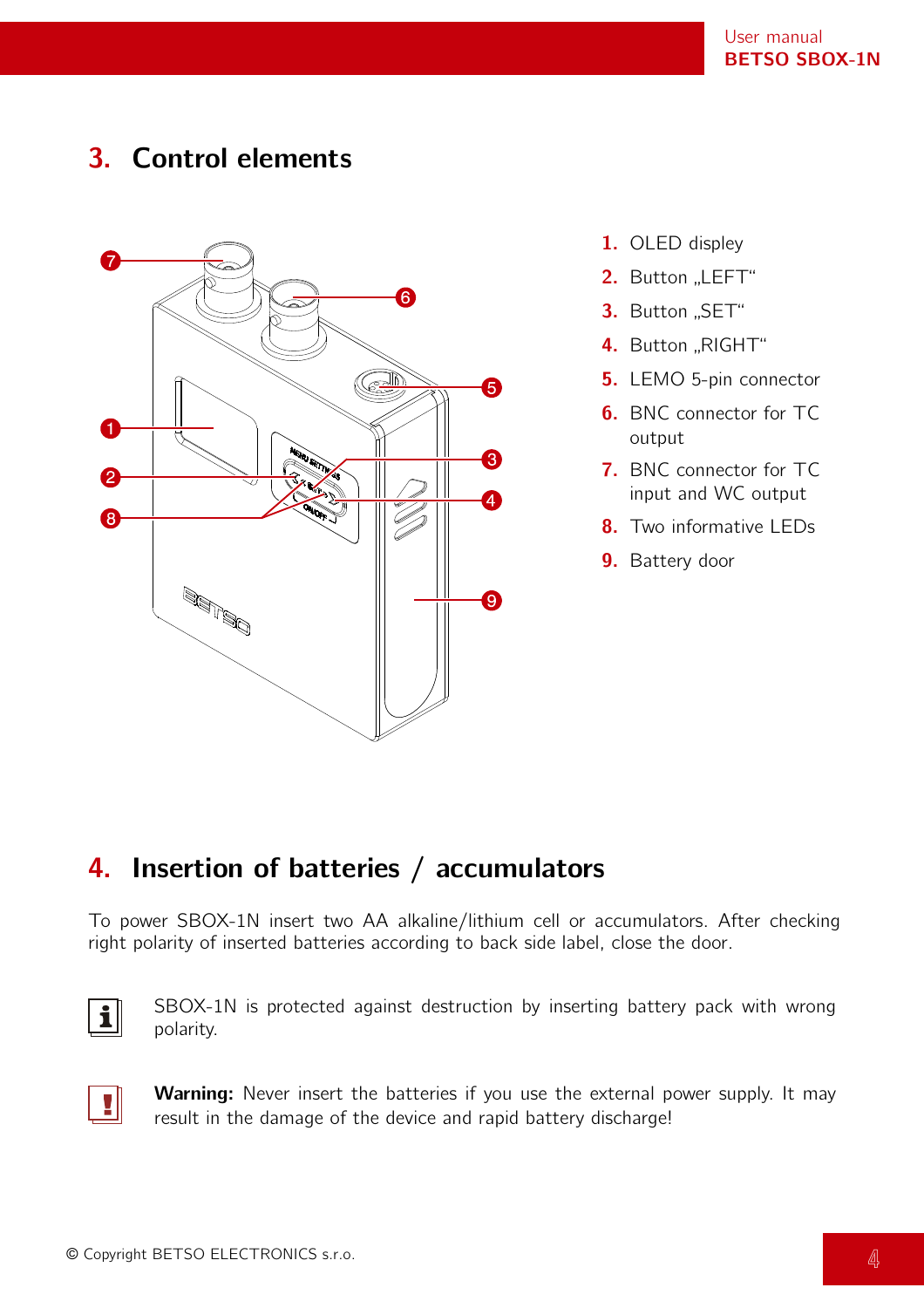## 3. Control elements

1. OLED displey
2. Button „LEFT"
3. Button „SET"
4. Button „RIGHT"
5. LEMO 5-pin connector
6. BNC connector for TC output
7. BNC connector for TC input and WC output
8. Two informative LEDs
9. Battery door

## 4. Insertion of batteries / accumulators

To power SBOX-1N insert two AA alkaline/lithium cell or accumulators. After checking right polarity of inserted batteries according to back side label, close the door.

SBOX-1N is protected against destruction by inserting battery pack with wrong polarity.

**Warning:** Never insert the batteries if you use the external power supply. It may result in the damage of the device and rapid battery discharge!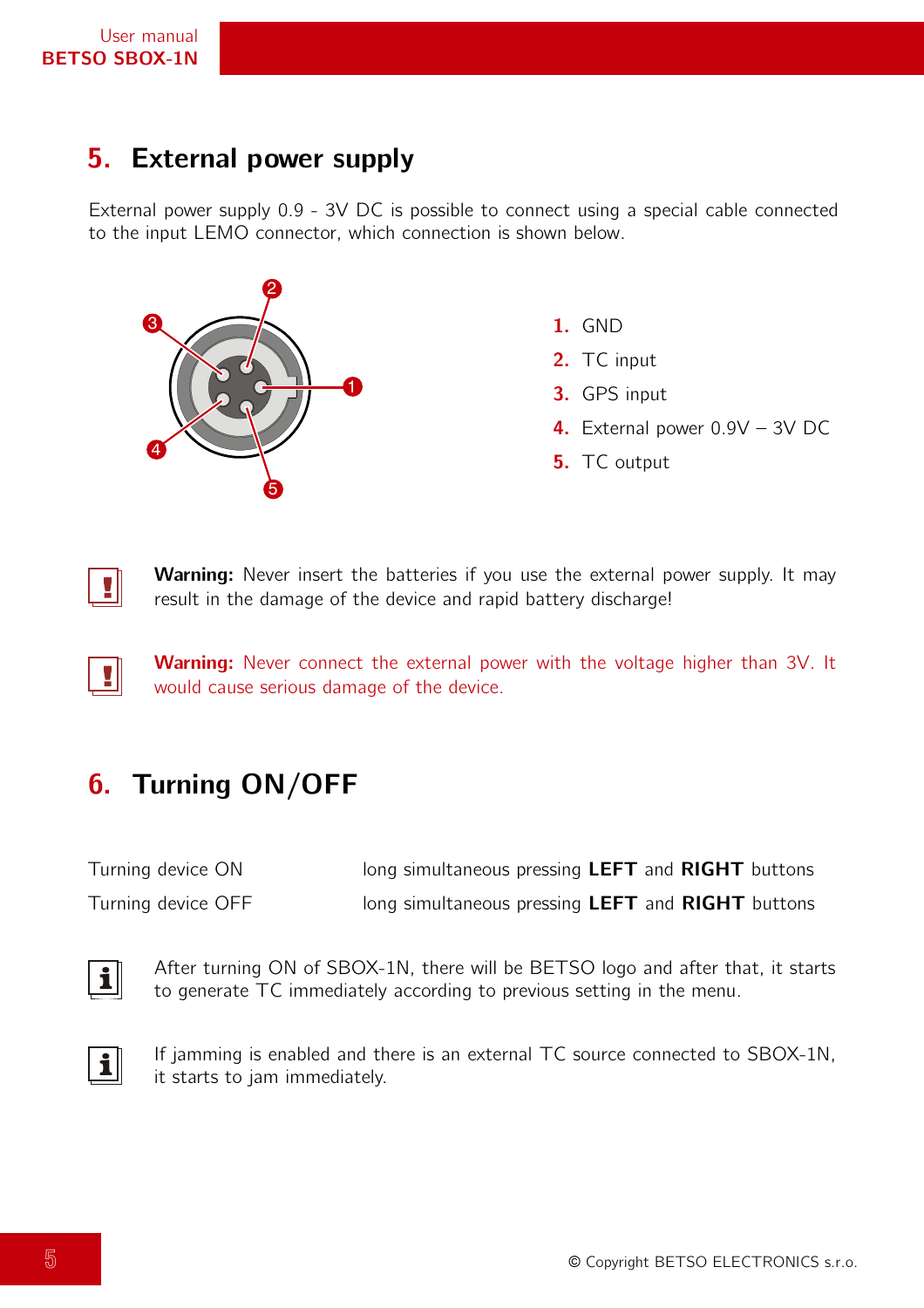## 5. External power supply

External power supply 0.9 - 3V DC is possible to connect using a special cable connected to the input LEMO connector, which connection is shown below.

1. GND
2. TC input
3. GPS input
4. External power 0.9V – 3V DC
5. TC output

**Warning:** Never insert the batteries if you use the external power supply. It may result in the damage of the device and rapid battery discharge!

**Warning:** Never connect the external power with the voltage higher than 3V. It would cause serious damage of the device.

## 6. Turning ON/OFF

| | |
|---|---|
| Turning device ON | long simultaneous pressing **LEFT** and **RIGHT** buttons |
| Turning device OFF | long simultaneous pressing **LEFT** and **RIGHT** buttons |

After turning ON of SBOX-1N, there will be BETSO logo and after that, it starts to generate TC immediately according to previous setting in the menu.

If jamming is enabled and there is an external TC source connected to SBOX-1N, it starts to jam immediately.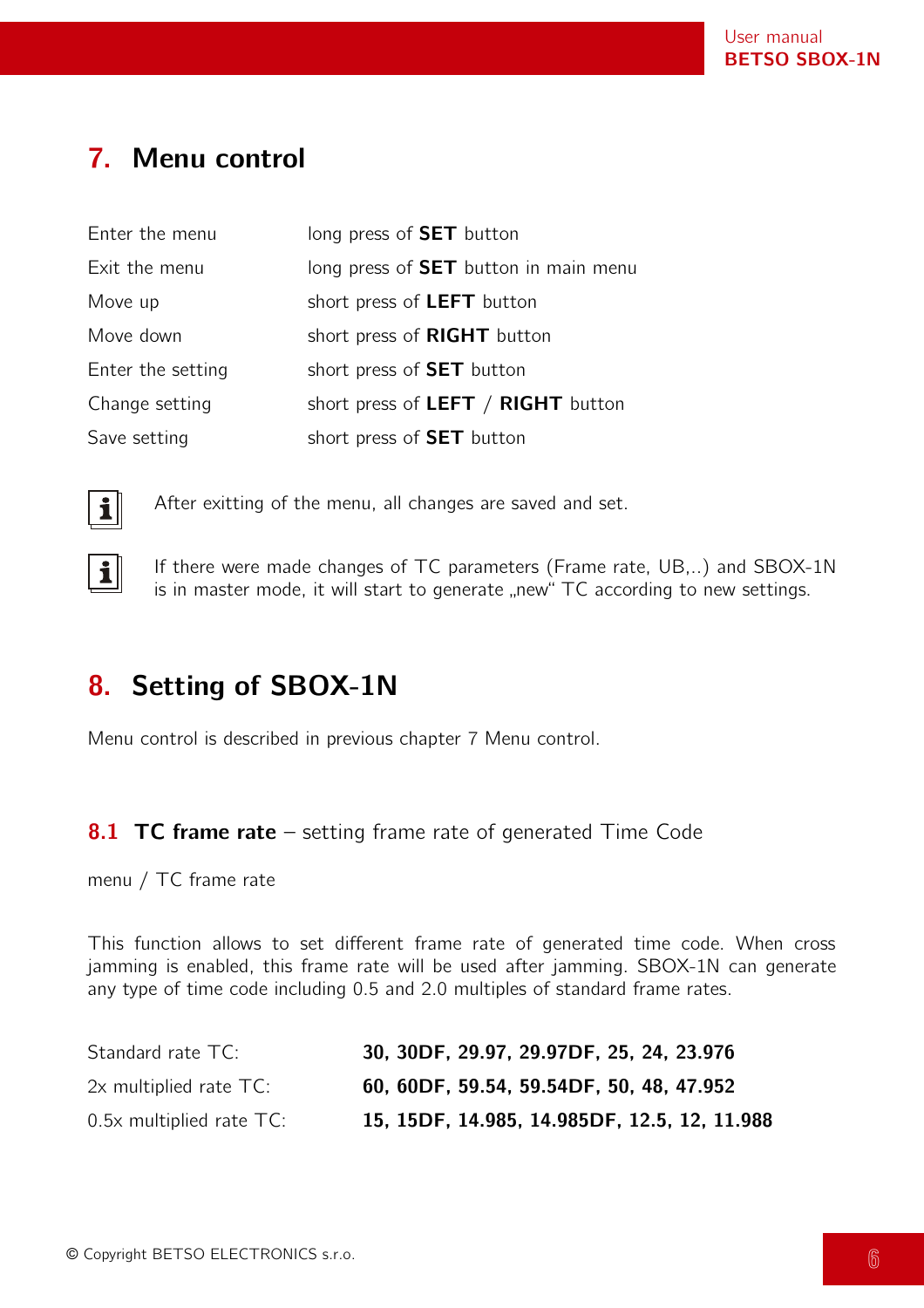# 7. Menu control

| | |
|---|---|
| Enter the menu | long press of **SET** button |
| Exit the menu | long press of **SET** button in main menu |
| Move up | short press of **LEFT** button |
| Move down | short press of **RIGHT** button |
| Enter the setting | short press of **SET** button |
| Change setting | short press of **LEFT** / **RIGHT** button |
| Save setting | short press of **SET** button |

After exitting of the menu, all changes are saved and set.

If there were made changes of TC parameters (Frame rate, UB,..) and SBOX-1N is in master mode, it will start to generate „new" TC according to new settings.

# 8. Setting of SBOX-1N

Menu control is described in previous chapter 7 Menu control.

## 8.1 TC frame rate – setting frame rate of generated Time Code

menu / TC frame rate

This function allows to set different frame rate of generated time code. When cross jamming is enabled, this frame rate will be used after jamming. SBOX-1N can generate any type of time code including 0.5 and 2.0 multiples of standard frame rates.

| | |
|---|---|
| Standard rate TC: | **30, 30DF, 29.97, 29.97DF, 25, 24, 23.976** |
| 2x multiplied rate TC: | **60, 60DF, 59.54, 59.54DF, 50, 48, 47.952** |
| 0.5x multiplied rate TC: | **15, 15DF, 14.985, 14.985DF, 12.5, 12, 11.988** |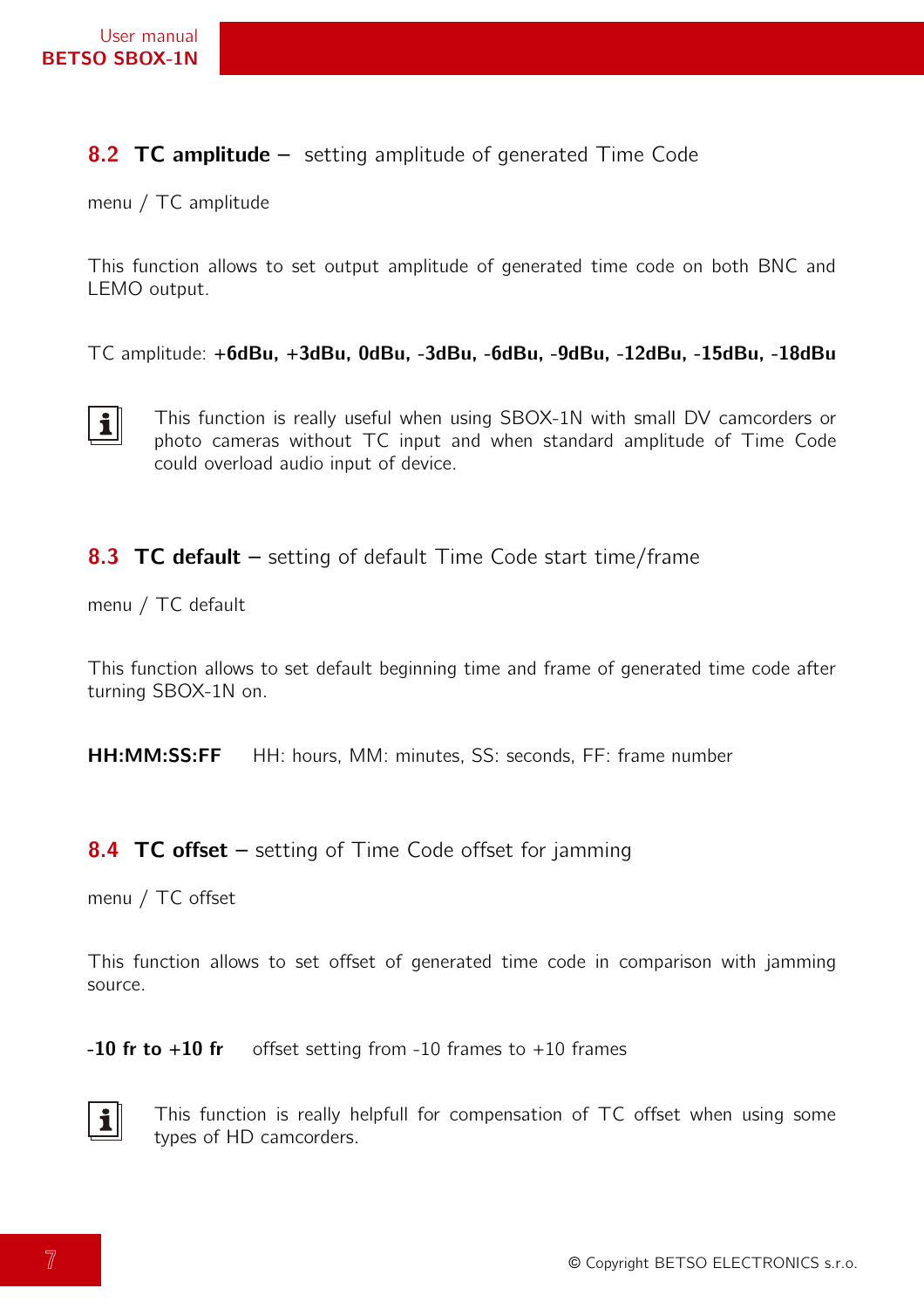## 8.2 **TC amplitude –** setting amplitude of generated Time Code

menu / TC amplitude

This function allows to set output amplitude of generated time code on both BNC and LEMO output.

TC amplitude: **+6dBu, +3dBu, 0dBu, -3dBu, -6dBu, -9dBu, -12dBu, -15dBu, -18dBu**

This function is really useful when using SBOX-1N with small DV camcorders or photo cameras without TC input and when standard amplitude of Time Code could overload audio input of device.

## 8.3 **TC default –** setting of default Time Code start time/frame

menu / TC default

This function allows to set default beginning time and frame of generated time code after turning SBOX-1N on.

**HH:MM:SS:FF** HH: hours, MM: minutes, SS: seconds, FF: frame number

## 8.4 **TC offset –** setting of Time Code offset for jamming

menu / TC offset

This function allows to set offset of generated time code in comparison with jamming source.

**-10 fr to +10 fr** offset setting from -10 frames to +10 frames

This function is really helpfull for compensation of TC offset when using some types of HD camcorders.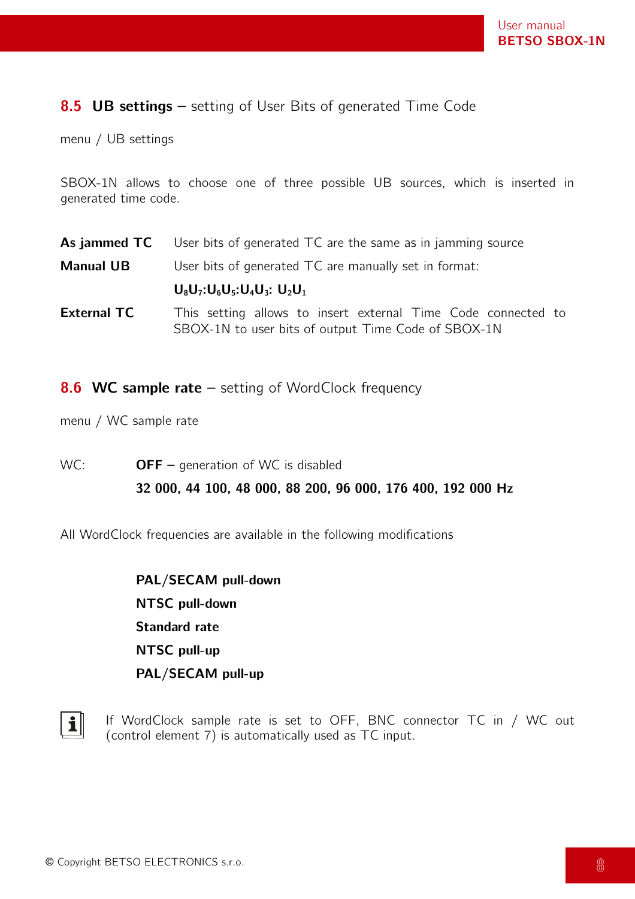## 8.5 UB settings – setting of User Bits of generated Time Code

menu / UB settings

SBOX-1N allows to choose one of three possible UB sources, which is inserted in generated time code.

| | |
|---|---|
| **As jammed TC** | User bits of generated TC are the same as in jamming source |
| **Manual UB** | User bits of generated TC are manually set in format: |
| | $\mathbf{U_8U_7:U_6U_5:U_4U_3: U_2U_1}$ |
| **External TC** | This setting allows to insert external Time Code connected to SBOX-1N to user bits of output Time Code of SBOX-1N |

## 8.6 WC sample rate – setting of WordClock frequency

menu / WC sample rate

WC: **OFF** – generation of WC is disabled

**32 000, 44 100, 48 000, 88 200, 96 000, 176 400, 192 000 Hz**

All WordClock frequencies are available in the following modifications

**PAL/SECAM pull-down**

**NTSC pull-down**

**Standard rate**

**NTSC pull-up**

**PAL/SECAM pull-up**

If WordClock sample rate is set to OFF, BNC connector TC in / WC out (control element 7) is automatically used as TC input.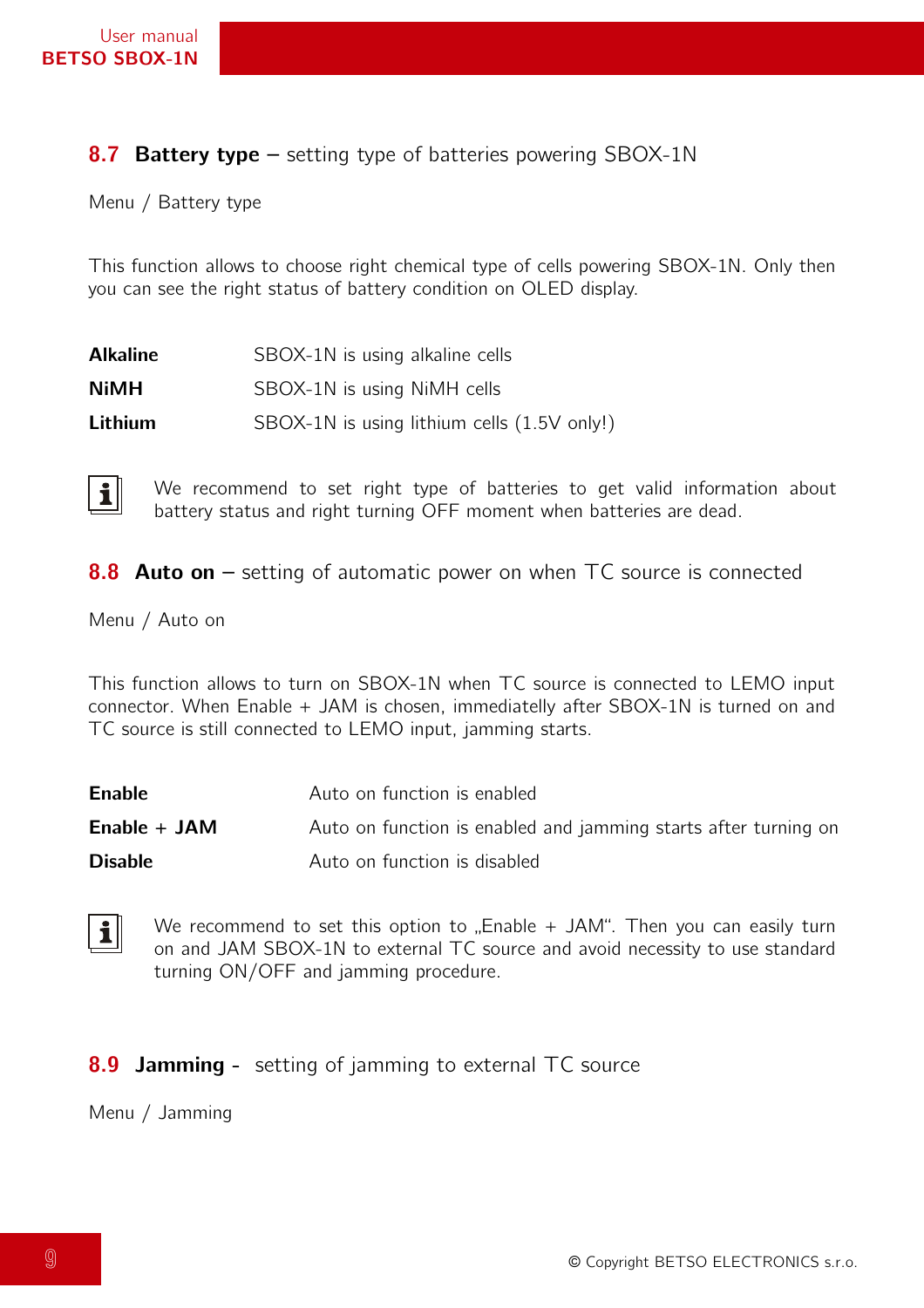## 8.7 **Battery type** – setting type of batteries powering SBOX-1N

Menu / Battery type

This function allows to choose right chemical type of cells powering SBOX-1N. Only then you can see the right status of battery condition on OLED display.

| | |
|---|---|
| **Alkaline** | SBOX-1N is using alkaline cells |
| **NiMH** | SBOX-1N is using NiMH cells |
| **Lithium** | SBOX-1N is using lithium cells (1.5V only!) |

We recommend to set right type of batteries to get valid information about battery status and right turning OFF moment when batteries are dead.

## 8.8 **Auto on** – setting of automatic power on when TC source is connected

Menu / Auto on

This function allows to turn on SBOX-1N when TC source is connected to LEMO input connector. When Enable + JAM is chosen, immediatelly after SBOX-1N is turned on and TC source is still connected to LEMO input, jamming starts.

| | |
|---|---|
| **Enable** | Auto on function is enabled |
| **Enable + JAM** | Auto on function is enabled and jamming starts after turning on |
| **Disable** | Auto on function is disabled |

We recommend to set this option to „Enable + JAM“. Then you can easily turn on and JAM SBOX-1N to external TC source and avoid necessity to use standard turning ON/OFF and jamming procedure.

## 8.9 **Jamming** - setting of jamming to external TC source

Menu / Jamming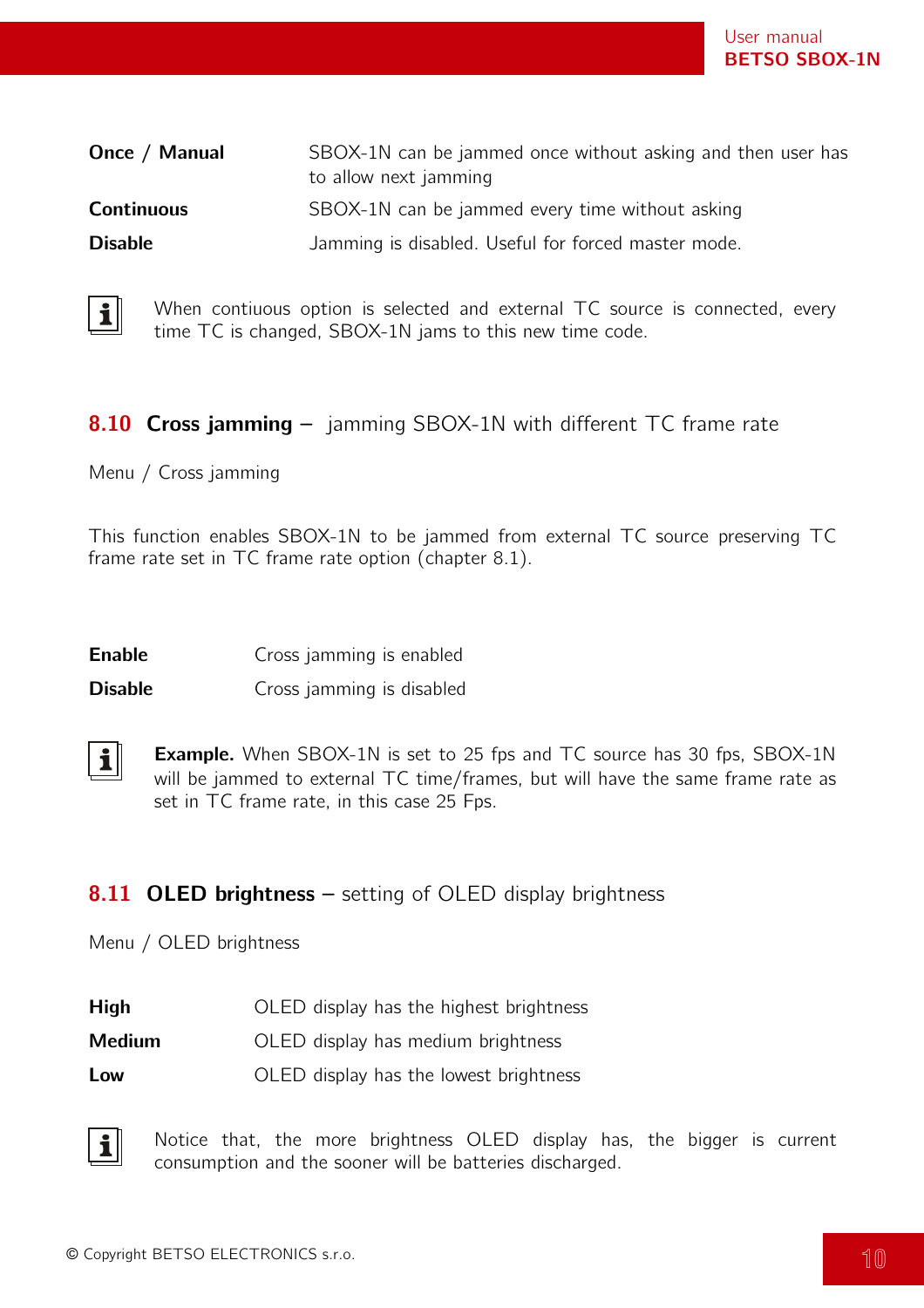| | |
|---|---|
| **Once / Manual** | SBOX-1N can be jammed once without asking and then user has to allow next jamming |
| **Continuous** | SBOX-1N can be jammed every time without asking |
| **Disable** | Jamming is disabled. Useful for forced master mode. |

When contiuous option is selected and external TC source is connected, every time TC is changed, SBOX-1N jams to this new time code.

## 8.10 Cross jamming – jamming SBOX-1N with different TC frame rate

Menu / Cross jamming

This function enables SBOX-1N to be jammed from external TC source preserving TC frame rate set in TC frame rate option (chapter 8.1).

| | |
|---|---|
| **Enable** | Cross jamming is enabled |
| **Disable** | Cross jamming is disabled |

**Example.** When SBOX-1N is set to 25 fps and TC source has 30 fps, SBOX-1N will be jammed to external TC time/frames, but will have the same frame rate as set in TC frame rate, in this case 25 Fps.

## 8.11 OLED brightness – setting of OLED display brightness

Menu / OLED brightness

| | |
|---|---|
| **High** | OLED display has the highest brightness |
| **Medium** | OLED display has medium brightness |
| **Low** | OLED display has the lowest brightness |

Notice that, the more brightness OLED display has, the bigger is current consumption and the sooner will be batteries discharged.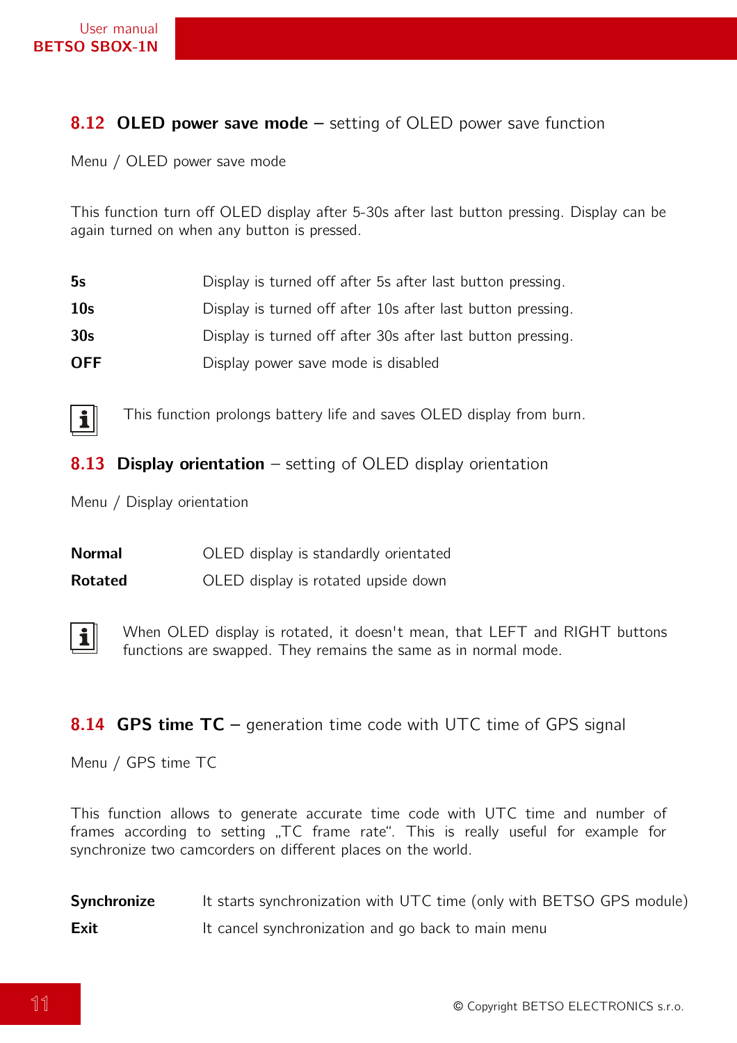## 8.12 **OLED power save mode** – setting of OLED power save function

Menu / OLED power save mode

This function turn off OLED display after 5-30s after last button pressing. Display can be again turned on when any button is pressed.

| | |
|---|---|
| **5s** | Display is turned off after 5s after last button pressing. |
| **10s** | Display is turned off after 10s after last button pressing. |
| **30s** | Display is turned off after 30s after last button pressing. |
| **OFF** | Display power save mode is disabled |

This function prolongs battery life and saves OLED display from burn.

## 8.13 **Display orientation** – setting of OLED display orientation

Menu / Display orientation

| | |
|---|---|
| **Normal** | OLED display is standardly orientated |
| **Rotated** | OLED display is rotated upside down |

When OLED display is rotated, it doesn't mean, that LEFT and RIGHT buttons functions are swapped. They remains the same as in normal mode.

## 8.14 **GPS time TC** – generation time code with UTC time of GPS signal

Menu / GPS time TC

This function allows to generate accurate time code with UTC time and number of frames according to setting „TC frame rate“. This is really useful for example for synchronize two camcorders on different places on the world.

| | |
|---|---|
| **Synchronize** | It starts synchronization with UTC time (only with BETSO GPS module) |
| **Exit** | It cancel synchronization and go back to main menu |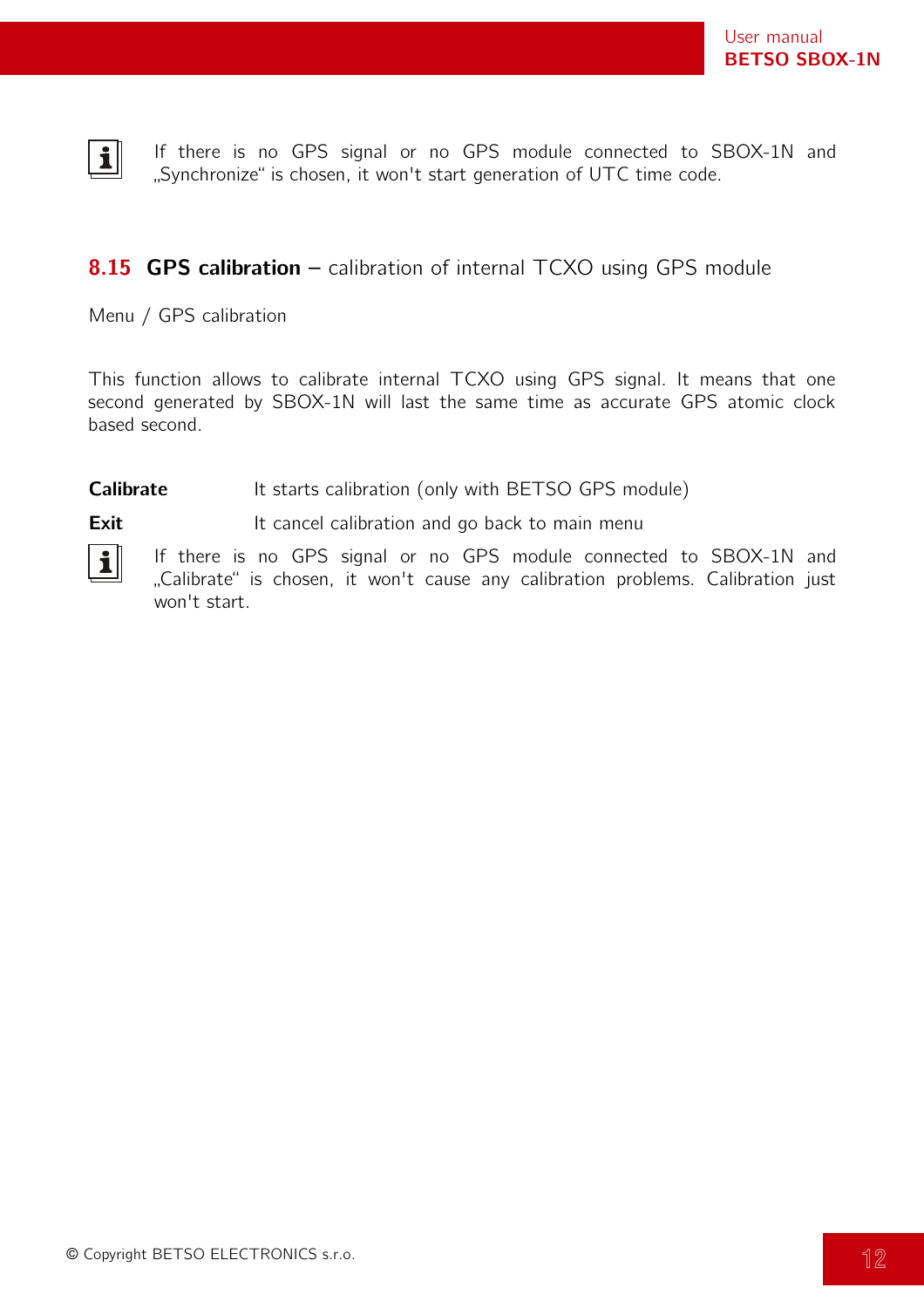> **i** If there is no GPS signal or no GPS module connected to SBOX-1N and „Synchronize“ is chosen, it won't start generation of UTC time code.

## 8.15 GPS calibration – calibration of internal TCXO using GPS module

Menu / GPS calibration

This function allows to calibrate internal TCXO using GPS signal. It means that one second generated by SBOX-1N will last the same time as accurate GPS atomic clock based second.

**Calibrate** It starts calibration (only with BETSO GPS module)

**Exit** It cancel calibration and go back to main menu

> **i** If there is no GPS signal or no GPS module connected to SBOX-1N and „Calibrate“ is chosen, it won't cause any calibration problems. Calibration just won't start.

© Copyright BETSO ELECTRONICS s.r.o.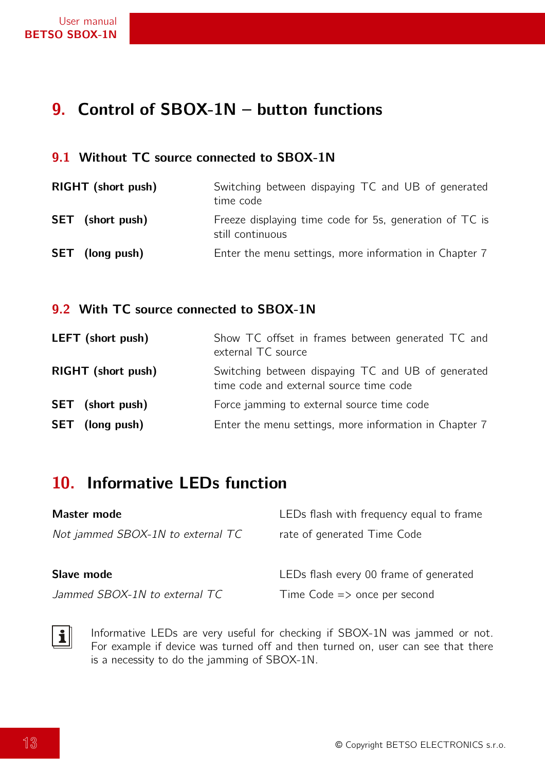# 9. Control of SBOX-1N – button functions

## 9.1 Without TC source connected to SBOX-1N

| | |
|---|---|
| **RIGHT (short push)** | Switching between dispaying TC and UB of generated time code |
| **SET (short push)** | Freeze displaying time code for 5s, generation of TC is still continuous |
| **SET (long push)** | Enter the menu settings, more information in Chapter 7 |

## 9.2 With TC source connected to SBOX-1N

| | |
|---|---|
| **LEFT (short push)** | Show TC offset in frames between generated TC and external TC source |
| **RIGHT (short push)** | Switching between dispaying TC and UB of generated time code and external source time code |
| **SET (short push)** | Force jamming to external source time code |
| **SET (long push)** | Enter the menu settings, more information in Chapter 7 |

# 10. Informative LEDs function

| | |
|---|---|
| **Master mode**<br>*Not jammed SBOX-1N to external TC* | LEDs flash with frequency equal to frame rate of generated Time Code |
| **Slave mode**<br>*Jammed SBOX-1N to external TC* | LEDs flash every 00 frame of generated Time Code => once per second |

Informative LEDs are very useful for checking if SBOX-1N was jammed or not. For example if device was turned off and then turned on, user can see that there is a necessity to do the jamming of SBOX-1N.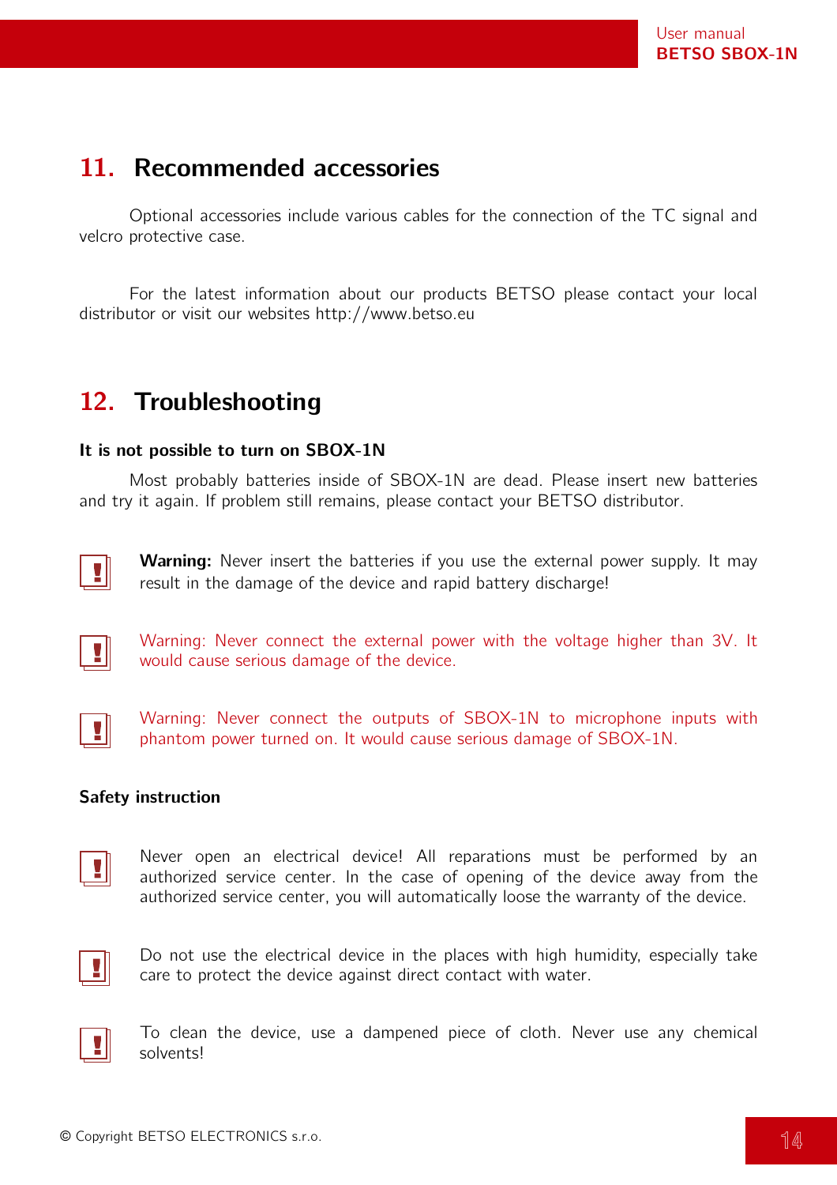## 11. Recommended accessories

Optional accessories include various cables for the connection of the TC signal and velcro protective case.

For the latest information about our products BETSO please contact your local distributor or visit our websites http://www.betso.eu

## 12. Troubleshooting

**It is not possible to turn on SBOX-1N**

Most probably batteries inside of SBOX-1N are dead. Please insert new batteries and try it again. If problem still remains, please contact your BETSO distributor.

**Warning:** Never insert the batteries if you use the external power supply. It may result in the damage of the device and rapid battery discharge!

Warning: Never connect the external power with the voltage higher than 3V. It would cause serious damage of the device.

Warning: Never connect the outputs of SBOX-1N to microphone inputs with phantom power turned on. It would cause serious damage of SBOX-1N.

**Safety instruction**

Never open an electrical device! All reparations must be performed by an authorized service center. In the case of opening of the device away from the authorized service center, you will automatically loose the warranty of the device.

Do not use the electrical device in the places with high humidity, especially take care to protect the device against direct contact with water.

To clean the device, use a dampened piece of cloth. Never use any chemical solvents!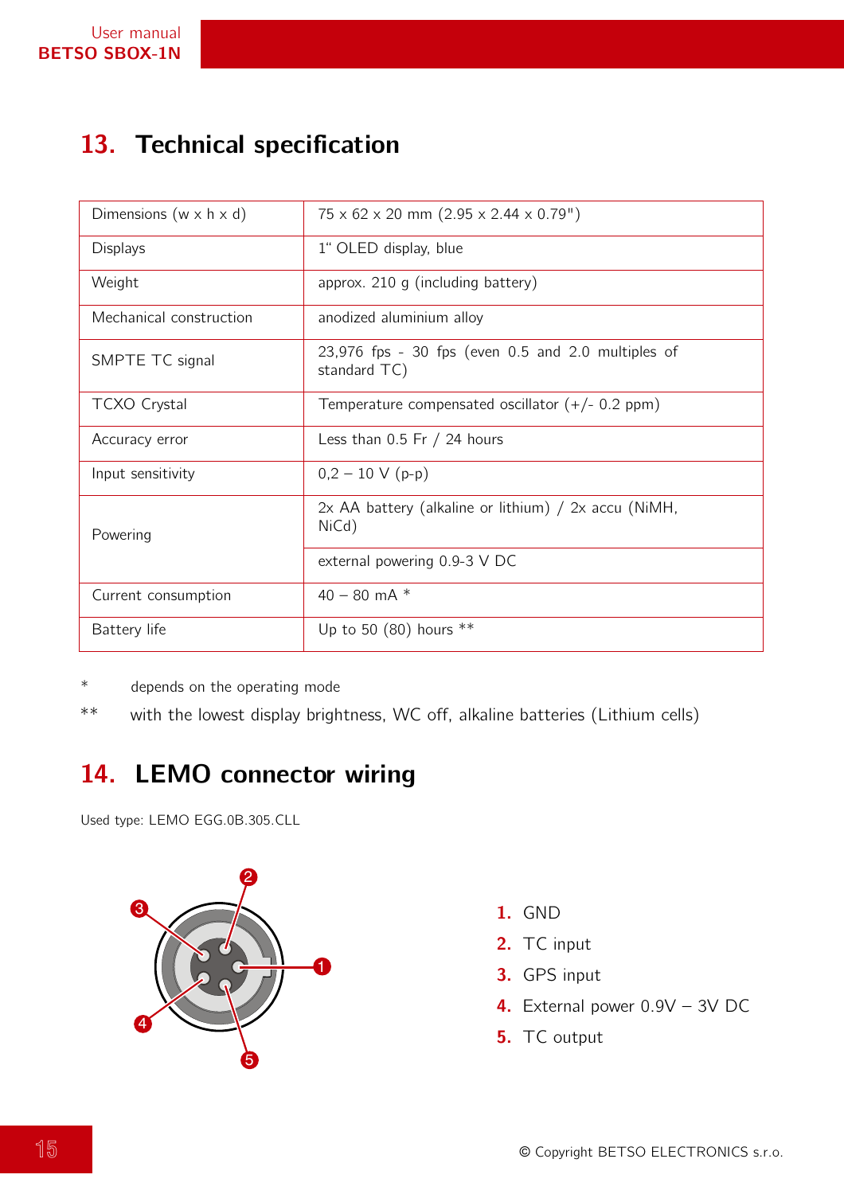## 13. Technical specification

| | |
|---|---|
| Dimensions (w x h x d) | 75 x 62 x 20 mm (2.95 x 2.44 x 0.79") |
| Displays | 1" OLED display, blue |
| Weight | approx. 210 g (including battery) |
| Mechanical construction | anodized aluminium alloy |
| SMPTE TC signal | 23,976 fps - 30 fps (even 0.5 and 2.0 multiples of standard TC) |
| TCXO Crystal | Temperature compensated oscillator (+/- 0.2 ppm) |
| Accuracy error | Less than 0.5 Fr / 24 hours |
| Input sensitivity | 0,2 – 10 V (p-p) |
| Powering | 2x AA battery (alkaline or lithium) / 2x accu (NiMH, NiCd) |
| | external powering 0.9-3 V DC |
| Current consumption | 40 – 80 mA * |
| Battery life | Up to 50 (80) hours ** |

\* depends on the operating mode

** with the lowest display brightness, WC off, alkaline batteries (Lithium cells)

## 14. LEMO connector wiring

Used type: LEMO EGG.0B.305.CLL

1. GND
2. TC input
3. GPS input
4. External power 0.9V – 3V DC
5. TC output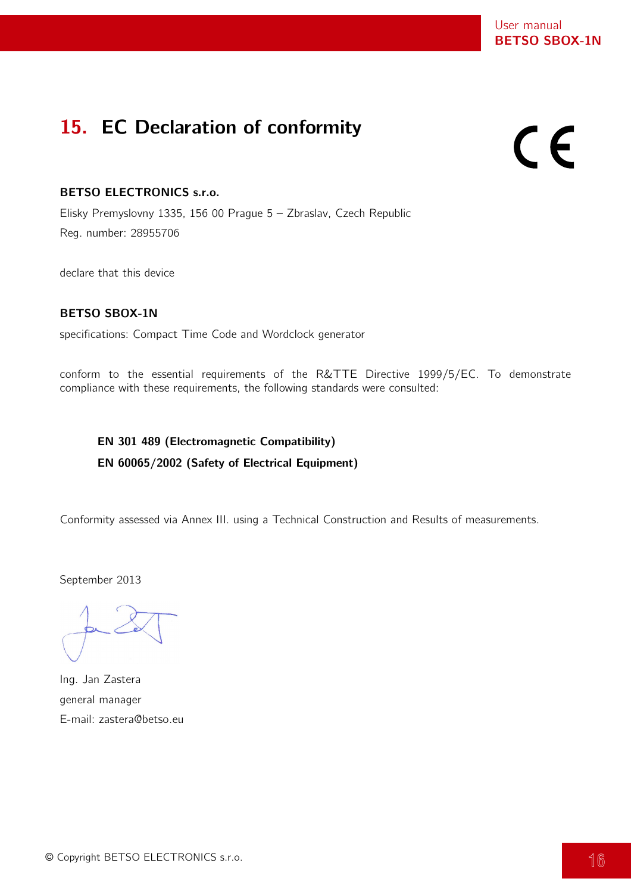## 15. EC Declaration of conformity

**BETSO ELECTRONICS s.r.o.**

Elisky Premyslovny 1335, 156 00 Prague 5 – Zbraslav, Czech Republic

Reg. number: 28955706

declare that this device

**BETSO SBOX-1N**

specifications: Compact Time Code and Wordclock generator

conform to the essential requirements of the R&TTE Directive 1999/5/EC. To demonstrate compliance with these requirements, the following standards were consulted:

**EN 301 489 (Electromagnetic Compatibility)**

**EN 60065/2002 (Safety of Electrical Equipment)**

Conformity assessed via Annex III. using a Technical Construction and Results of measurements.

September 2013

Ing. Jan Zastera

general manager

E-mail: zastera@betso.eu

© Copyright BETSO ELECTRONICS s.r.o.